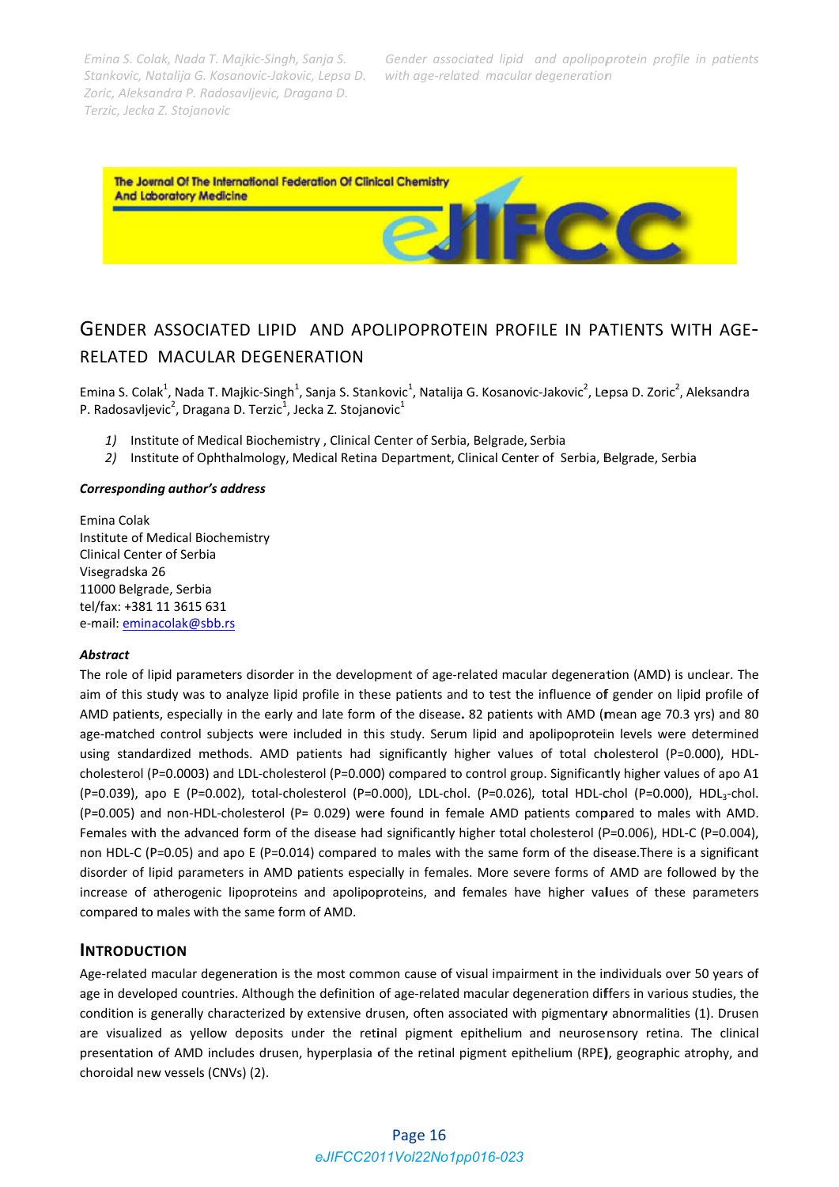# GENDER ASSOCIATED LIPID AND APOLIPOPROTEIN PROFILE IN PATIENTS WITH AGE-RELATED MACULAR DEGENERATION

Emina S. Colak[1], Nada T. Majkic-Singh[1], Sanja S. Stankovic[1], Natalija G. Kosanovic-Jakovic[2], Lepsa D. Zoric[2], Aleksandra P. Radosavljevic[2], Dragana D. Terzic[1], Jecka Z. Stojanovic[1]

1) Institute of Medical Biochemistry , Clinical Center of Serbia, Belgrade, Serbia
2) Institute of Ophthalmology, Medical Retina Department, Clinical Center of Serbia, Belgrade, Serbia

***Corresponding author's address***

Emina Colak
Institute of Medical Biochemistry
Clinical Center of Serbia
Visegradska 26
11000 Belgrade, Serbia
tel/fax: +381 11 3615 631
e-mail: eminacolak@sbb.rs

***Abstract***

The role of lipid parameters disorder in the development of age-related macular degeneration (AMD) is unclear. The aim of this study was to analyze lipid profile in these patients and to test the influence of gender on lipid profile of AMD patients, especially in the early and late form of the disease. 82 patients with AMD (mean age 70.3 yrs) and 80 age-matched control subjects were included in this study. Serum lipid and apolipoprotein levels were determined using standardized methods. AMD patients had significantly higher values of total cholesterol (P=0.000), HDL-cholesterol (P=0.0003) and LDL-cholesterol (P=0.000) compared to control group. Significantly higher values of apo A1 (P=0.039), apo E (P=0.002), total-cholesterol (P=0.000), LDL-chol. (P=0.026), total HDL-chol (P=0.000), $HDL_3$-chol. (P=0.005) and non-HDL-cholesterol (P= 0.029) were found in female AMD patients compared to males with AMD. Females with the advanced form of the disease had significantly higher total cholesterol (P=0.006), HDL-C (P=0.004), non HDL-C (P=0.05) and apo E (P=0.014) compared to males with the same form of the disease.There is a significant disorder of lipid parameters in AMD patients especially in females. More severe forms of AMD are followed by the increase of atherogenic lipoproteins and apolipoproteins, and females have higher values of these parameters compared to males with the same form of AMD.

## INTRODUCTION

Age-related macular degeneration is the most common cause of visual impairment in the individuals over 50 years of age in developed countries. Although the definition of age-related macular degeneration differs in various studies, the condition is generally characterized by extensive drusen, often associated with pigmentary abnormalities (1). Drusen are visualized as yellow deposits under the retinal pigment epithelium and neurosensory retina. The clinical presentation of AMD includes drusen, hyperplasia of the retinal pigment epithelium (RPE), geographic atrophy, and choroidal new vessels (CNVs) (2).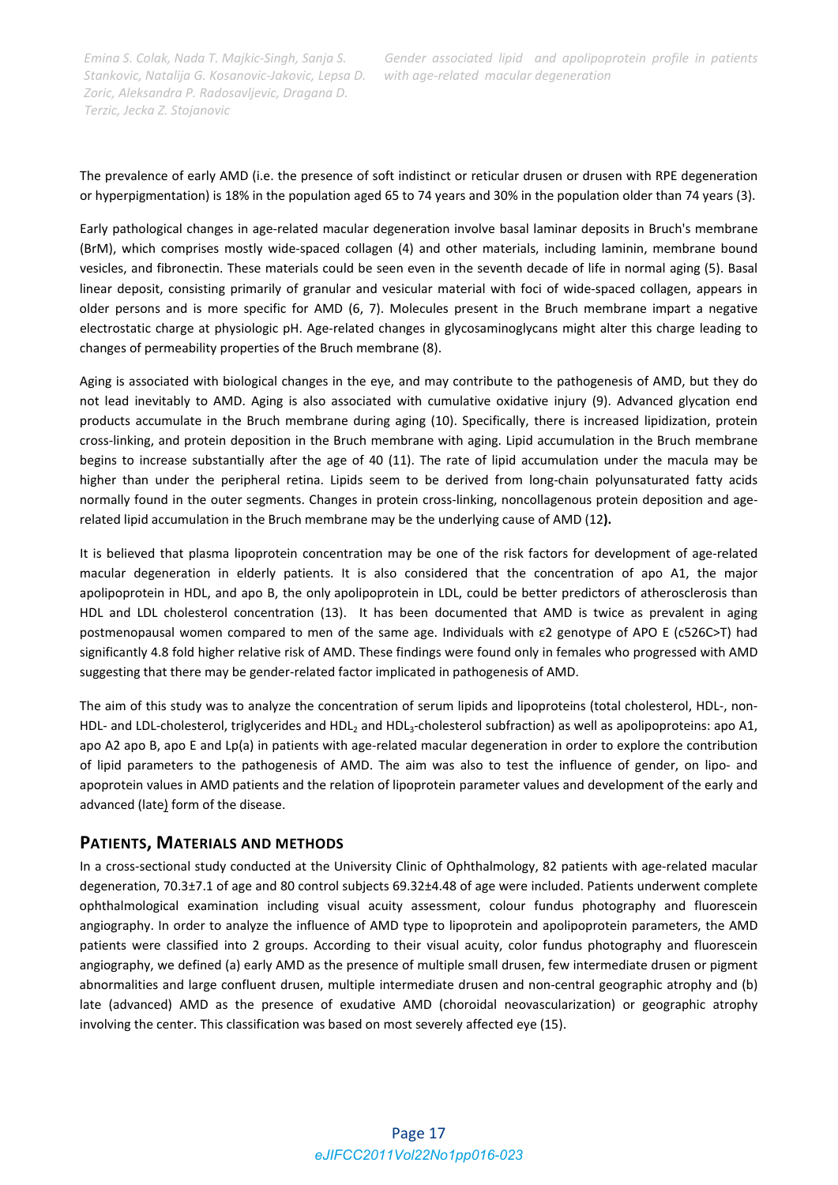The prevalence of early AMD (i.e. the presence of soft indistinct or reticular drusen or drusen with RPE degeneration or hyperpigmentation) is 18% in the population aged 65 to 74 years and 30% in the population older than 74 years (3).

Early pathological changes in age-related macular degeneration involve basal laminar deposits in Bruch's membrane (BrM), which comprises mostly wide-spaced collagen (4) and other materials, including laminin, membrane bound vesicles, and fibronectin. These materials could be seen even in the seventh decade of life in normal aging (5). Basal linear deposit, consisting primarily of granular and vesicular material with foci of wide-spaced collagen, appears in older persons and is more specific for AMD (6, 7). Molecules present in the Bruch membrane impart a negative electrostatic charge at physiologic pH. Age-related changes in glycosaminoglycans might alter this charge leading to changes of permeability properties of the Bruch membrane (8).

Aging is associated with biological changes in the eye, and may contribute to the pathogenesis of AMD, but they do not lead inevitably to AMD. Aging is also associated with cumulative oxidative injury (9). Advanced glycation end products accumulate in the Bruch membrane during aging (10). Specifically, there is increased lipidization, protein cross-linking, and protein deposition in the Bruch membrane with aging. Lipid accumulation in the Bruch membrane begins to increase substantially after the age of 40 (11). The rate of lipid accumulation under the macula may be higher than under the peripheral retina. Lipids seem to be derived from long-chain polyunsaturated fatty acids normally found in the outer segments. Changes in protein cross-linking, noncollagenous protein deposition and age-related lipid accumulation in the Bruch membrane may be the underlying cause of AMD (12**).**

It is believed that plasma lipoprotein concentration may be one of the risk factors for development of age-related macular degeneration in elderly patients. It is also considered that the concentration of apo A1, the major apolipoprotein in HDL, and apo B, the only apolipoprotein in LDL, could be better predictors of atherosclerosis than HDL and LDL cholesterol concentration (13). It has been documented that AMD is twice as prevalent in aging postmenopausal women compared to men of the same age. Individuals with ε2 genotype of APO E (c526C>T) had significantly 4.8 fold higher relative risk of AMD. These findings were found only in females who progressed with AMD suggesting that there may be gender-related factor implicated in pathogenesis of AMD.

The aim of this study was to analyze the concentration of serum lipids and lipoproteins (total cholesterol, HDL-, non-HDL- and LDL-cholesterol, triglycerides and $HDL_2$ and $HDL_3$-cholesterol subfraction) as well as apolipoproteins: apo A1, apo A2 apo B, apo E and Lp(a) in patients with age-related macular degeneration in order to explore the contribution of lipid parameters to the pathogenesis of AMD. The aim was also to test the influence of gender, on lipo- and apoprotein values in AMD patients and the relation of lipoprotein parameter values and development of the early and advanced (late) form of the disease.

## Patients, Materials and Methods

In a cross-sectional study conducted at the University Clinic of Ophthalmology, 82 patients with age-related macular degeneration, 70.3±7.1 of age and 80 control subjects 69.32±4.48 of age were included. Patients underwent complete ophthalmological examination including visual acuity assessment, colour fundus photography and fluorescein angiography. In order to analyze the influence of AMD type to lipoprotein and apolipoprotein parameters, the AMD patients were classified into 2 groups. According to their visual acuity, color fundus photography and fluorescein angiography, we defined (a) early AMD as the presence of multiple small drusen, few intermediate drusen or pigment abnormalities and large confluent drusen, multiple intermediate drusen and non-central geographic atrophy and (b) late (advanced) AMD as the presence of exudative AMD (choroidal neovascularization) or geographic atrophy involving the center. This classification was based on most severely affected eye (15).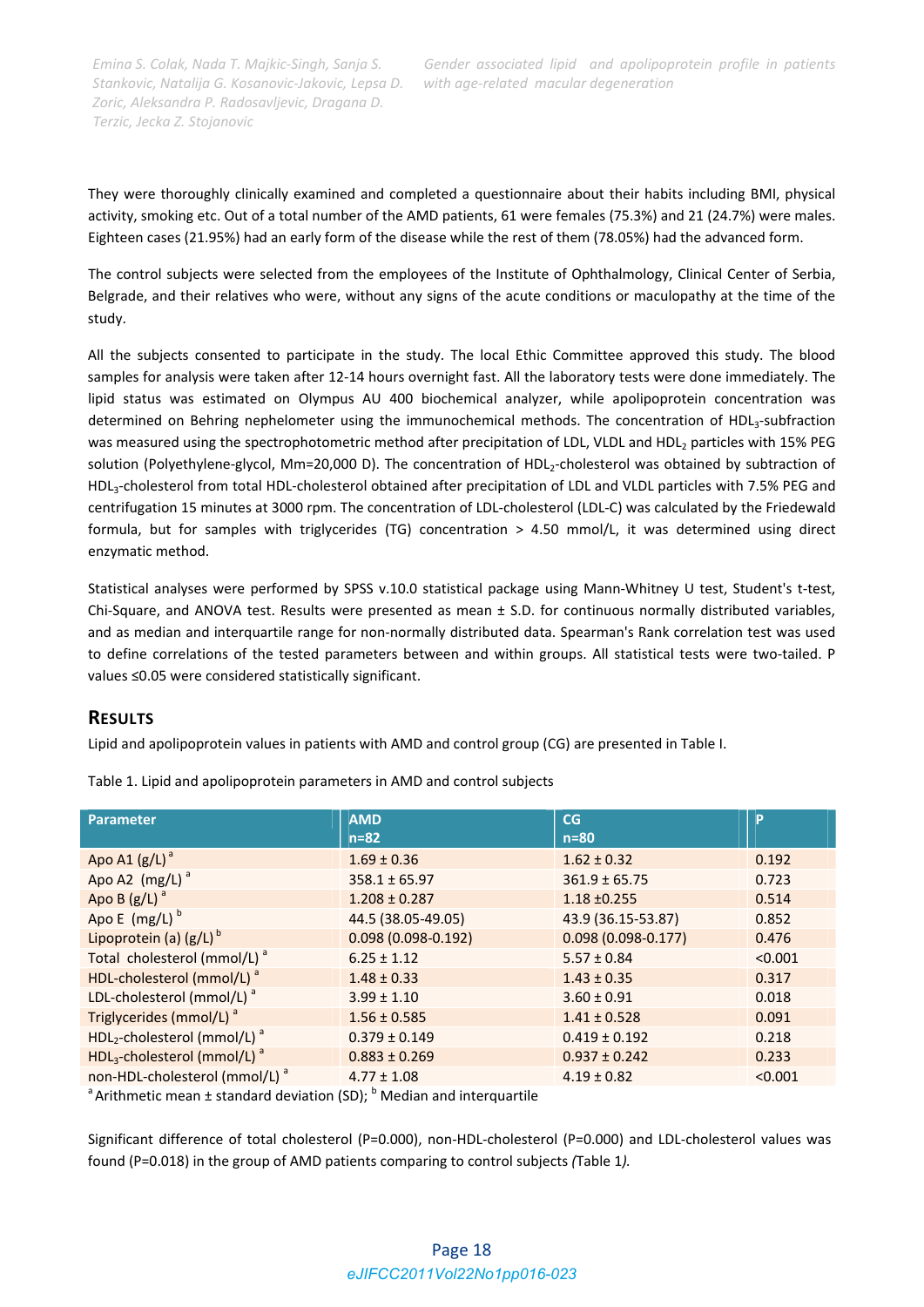They were thoroughly clinically examined and completed a questionnaire about their habits including BMI, physical activity, smoking etc. Out of a total number of the AMD patients, 61 were females (75.3%) and 21 (24.7%) were males. Eighteen cases (21.95%) had an early form of the disease while the rest of them (78.05%) had the advanced form.

The control subjects were selected from the employees of the Institute of Ophthalmology, Clinical Center of Serbia, Belgrade, and their relatives who were, without any signs of the acute conditions or maculopathy at the time of the study.

All the subjects consented to participate in the study. The local Ethic Committee approved this study. The blood samples for analysis were taken after 12-14 hours overnight fast. All the laboratory tests were done immediately. The lipid status was estimated on Olympus AU 400 biochemical analyzer, while apolipoprotein concentration was determined on Behring nephelometer using the immunochemical methods. The concentration of $HDL_3$-subfraction was measured using the spectrophotometric method after precipitation of LDL, VLDL and $HDL_2$ particles with 15% PEG solution (Polyethylene-glycol, Mm=20,000 D). The concentration of $HDL_2$-cholesterol was obtained by subtraction of $HDL_3$-cholesterol from total HDL-cholesterol obtained after precipitation of LDL and VLDL particles with 7.5% PEG and centrifugation 15 minutes at 3000 rpm. The concentration of LDL-cholesterol (LDL-C) was calculated by the Friedewald formula, but for samples with triglycerides (TG) concentration > 4.50 mmol/L, it was determined using direct enzymatic method.

Statistical analyses were performed by SPSS v.10.0 statistical package using Mann-Whitney U test, Student's t-test, Chi-Square, and ANOVA test. Results were presented as mean ± S.D. for continuous normally distributed variables, and as median and interquartile range for non-normally distributed data. Spearman's Rank correlation test was used to define correlations of the tested parameters between and within groups. All statistical tests were two-tailed. P values ≤0.05 were considered statistically significant.

## RESULTS

Lipid and apolipoprotein values in patients with AMD and control group (CG) are presented in Table I.

Table 1. Lipid and apolipoprotein parameters in AMD and control subjects

| Parameter | AMD n=82 | CG n=80 | P |
|---|---|---|---|
| Apo A1 (g/L) [a] | 1.69 ± 0.36 | 1.62 ± 0.32 | 0.192 |
| Apo A2 (mg/L) [a] | 358.1 ± 65.97 | 361.9 ± 65.75 | 0.723 |
| Apo B (g/L) [a] | 1.208 ± 0.287 | 1.18 ±0.255 | 0.514 |
| Apo E (mg/L) [b] | 44.5 (38.05-49.05) | 43.9 (36.15-53.87) | 0.852 |
| Lipoprotein (a) (g/L) [b] | 0.098 (0.098-0.192) | 0.098 (0.098-0.177) | 0.476 |
| Total cholesterol (mmol/L) [a] | 6.25 ± 1.12 | 5.57 ± 0.84 | <0.001 |
| HDL-cholesterol (mmol/L) [a] | 1.48 ± 0.33 | 1.43 ± 0.35 | 0.317 |
| LDL-cholesterol (mmol/L) [a] | 3.99 ± 1.10 | 3.60 ± 0.91 | 0.018 |
| Triglycerides (mmol/L) [a] | 1.56 ± 0.585 | 1.41 ± 0.528 | 0.091 |
| $HDL_2$-cholesterol (mmol/L) [a] | 0.379 ± 0.149 | 0.419 ± 0.192 | 0.218 |
| $HDL_3$-cholesterol (mmol/L) [a] | 0.883 ± 0.269 | 0.937 ± 0.242 | 0.233 |
| non-HDL-cholesterol (mmol/L) [a] | 4.77 ± 1.08 | 4.19 ± 0.82 | <0.001 |

[a] Arithmetic mean ± standard deviation (SD); [b] Median and interquartile

Significant difference of total cholesterol (P=0.000), non-HDL-cholesterol (P=0.000) and LDL-cholesterol values was found (P=0.018) in the group of AMD patients comparing to control subjects *(*Table 1*).*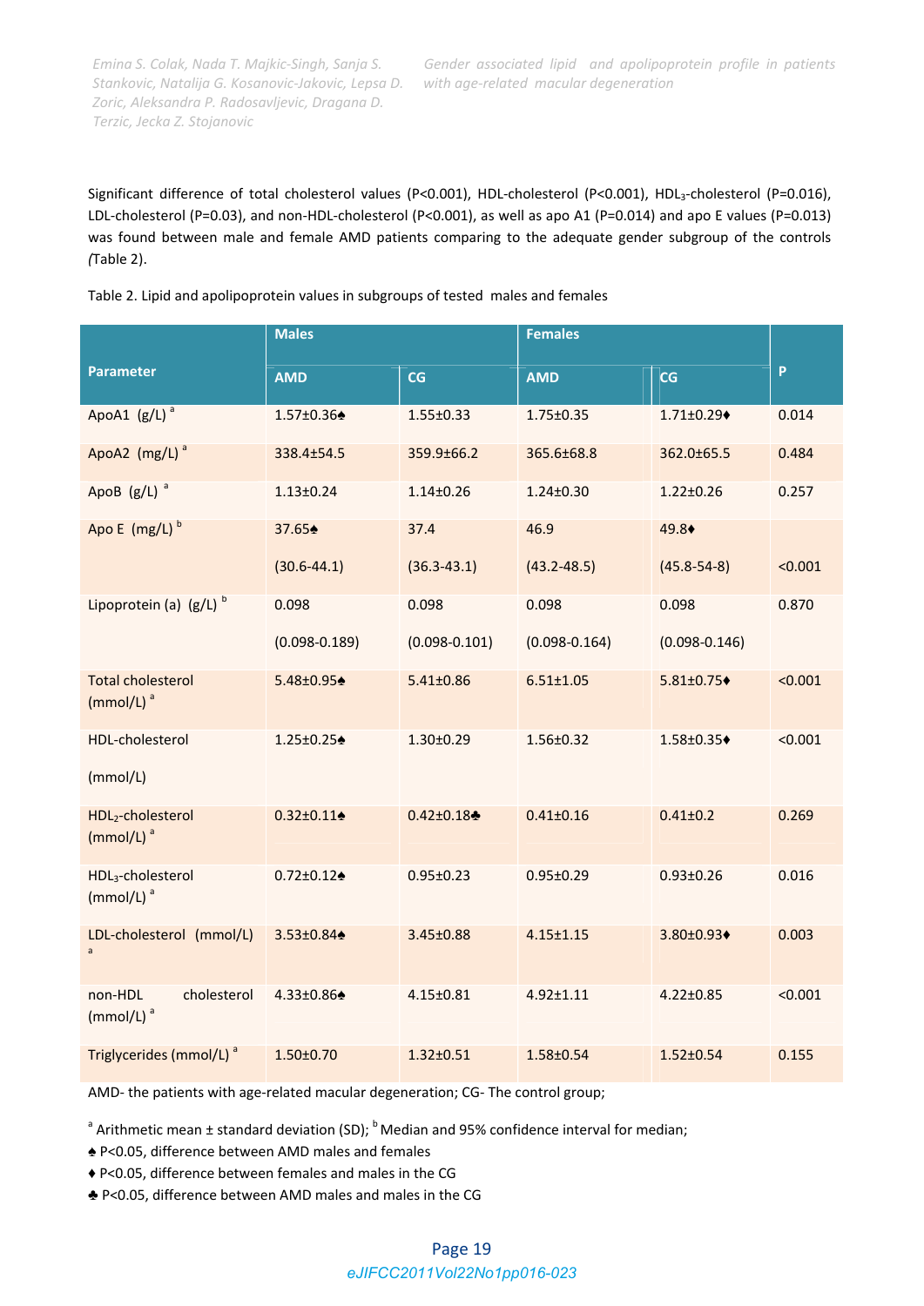Significant difference of total cholesterol values (P<0.001), HDL-cholesterol (P<0.001), $HDL_3$-cholesterol (P=0.016), LDL-cholesterol (P=0.03), and non-HDL-cholesterol (P<0.001), as well as apo A1 (P=0.014) and apo E values (P=0.013) was found between male and female AMD patients comparing to the adequate gender subgroup of the controls *(*Table 2).

Table 2. Lipid and apolipoprotein values in subgroups of tested males and females

| Parameter | Males | | Females | | P |
|---|---|---|---|---|---|
| | AMD | CG | AMD | CG | |
| ApoA1 (g/L) [a] | 1.57±0.36♠ | 1.55±0.33 | 1.75±0.35 | 1.71±0.29♦ | 0.014 |
| ApoA2 (mg/L) [a] | 338.4±54.5 | 359.9±66.2 | 365.6±68.8 | 362.0±65.5 | 0.484 |
| ApoB (g/L) [a] | 1.13±0.24 | 1.14±0.26 | 1.24±0.30 | 1.22±0.26 | 0.257 |
| Apo E (mg/L) [b] | 37.65♠ (30.6-44.1) | 37.4 (36.3-43.1) | 46.9 (43.2-48.5) | 49.8♦ (45.8-54-8) | <0.001 |
| Lipoprotein (a) (g/L) [b] | 0.098 (0.098-0.189) | 0.098 (0.098-0.101) | 0.098 (0.098-0.164) | 0.098 (0.098-0.146) | 0.870 |
| Total cholesterol (mmol/L) [a] | 5.48±0.95♠ | 5.41±0.86 | 6.51±1.05 | 5.81±0.75♦ | <0.001 |
| HDL-cholesterol (mmol/L) | 1.25±0.25♠ | 1.30±0.29 | 1.56±0.32 | 1.58±0.35♦ | <0.001 |
| $HDL_2$-cholesterol (mmol/L) [a] | 0.32±0.11♠ | 0.42±0.18♣ | 0.41±0.16 | 0.41±0.2 | 0.269 |
| $HDL_3$-cholesterol (mmol/L) [a] | 0.72±0.12♠ | 0.95±0.23 | 0.95±0.29 | 0.93±0.26 | 0.016 |
| LDL-cholesterol (mmol/L) [a] | 3.53±0.84♠ | 3.45±0.88 | 4.15±1.15 | 3.80±0.93♦ | 0.003 |
| non-HDL cholesterol (mmol/L) [a] | 4.33±0.86♠ | 4.15±0.81 | 4.92±1.11 | 4.22±0.85 | <0.001 |
| Triglycerides (mmol/L) [a] | 1.50±0.70 | 1.32±0.51 | 1.58±0.54 | 1.52±0.54 | 0.155 |

AMD- the patients with age-related macular degeneration; CG- The control group;

[a] Arithmetic mean ± standard deviation (SD); [b] Median and 95% confidence interval for median;

♠ P<0.05, difference between AMD males and females

♦ P<0.05, difference between females and males in the CG

♣ P<0.05, difference between AMD males and males in the CG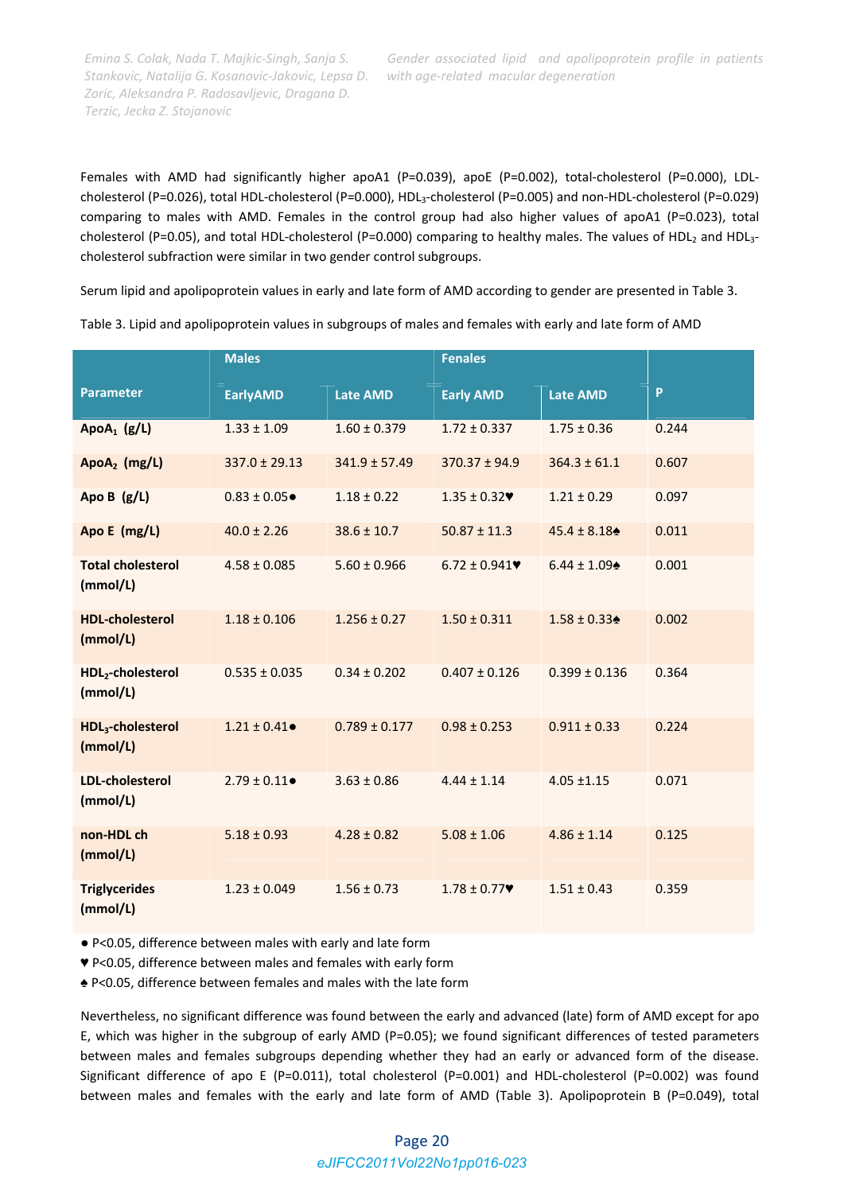Females with AMD had significantly higher apoA1 (P=0.039), apoE (P=0.002), total-cholesterol (P=0.000), LDL-cholesterol (P=0.026), total HDL-cholesterol (P=0.000), $HDL_3$-cholesterol (P=0.005) and non-HDL-cholesterol (P=0.029) comparing to males with AMD. Females in the control group had also higher values of apoA1 (P=0.023), total cholesterol (P=0.05), and total HDL-cholesterol (P=0.000) comparing to healthy males. The values of $HDL_2$ and $HDL_3$-cholesterol subfraction were similar in two gender control subgroups.

Serum lipid and apolipoprotein values in early and late form of AMD according to gender are presented in Table 3.

Table 3. Lipid and apolipoprotein values in subgroups of males and females with early and late form of AMD

| | Males | | Females | | |
|---|---|---|---|---|---|
| **Parameter** | EarlyAMD | Late AMD | Early AMD | Late AMD | P |
| **$ApoA_1$ (g/L)** | 1.33 ± 1.09 | 1.60 ± 0.379 | 1.72 ± 0.337 | 1.75 ± 0.36 | 0.244 |
| **$ApoA_2$ (mg/L)** | 337.0 ± 29.13 | 341.9 ± 57.49 | 370.37 ± 94.9 | 364.3 ± 61.1 | 0.607 |
| **Apo B (g/L)** | 0.83 ± 0.05● | 1.18 ± 0.22 | 1.35 ± 0.32♥ | 1.21 ± 0.29 | 0.097 |
| **Apo E (mg/L)** | 40.0 ± 2.26 | 38.6 ± 10.7 | 50.87 ± 11.3 | 45.4 ± 8.18♠ | 0.011 |
| **Total cholesterol (mmol/L)** | 4.58 ± 0.085 | 5.60 ± 0.966 | 6.72 ± 0.941♥ | 6.44 ± 1.09♠ | 0.001 |
| **HDL-cholesterol (mmol/L)** | 1.18 ± 0.106 | 1.256 ± 0.27 | 1.50 ± 0.311 | 1.58 ± 0.33♠ | 0.002 |
| **$HDL_2$-cholesterol (mmol/L)** | 0.535 ± 0.035 | 0.34 ± 0.202 | 0.407 ± 0.126 | 0.399 ± 0.136 | 0.364 |
| **$HDL_3$-cholesterol (mmol/L)** | 1.21 ± 0.41● | 0.789 ± 0.177 | 0.98 ± 0.253 | 0.911 ± 0.33 | 0.224 |
| **LDL-cholesterol (mmol/L)** | 2.79 ± 0.11● | 3.63 ± 0.86 | 4.44 ± 1.14 | 4.05 ±1.15 | 0.071 |
| **non-HDL ch (mmol/L)** | 5.18 ± 0.93 | 4.28 ± 0.82 | 5.08 ± 1.06 | 4.86 ± 1.14 | 0.125 |
| **Triglycerides (mmol/L)** | 1.23 ± 0.049 | 1.56 ± 0.73 | 1.78 ± 0.77♥ | 1.51 ± 0.43 | 0.359 |

● P<0.05, difference between males with early and late form

♥ P<0.05, difference between males and females with early form

♠ P<0.05, difference between females and males with the late form

Nevertheless, no significant difference was found between the early and advanced (late) form of AMD except for apo E, which was higher in the subgroup of early AMD (P=0.05); we found significant differences of tested parameters between males and females subgroups depending whether they had an early or advanced form of the disease. Significant difference of apo E (P=0.011), total cholesterol (P=0.001) and HDL-cholesterol (P=0.002) was found between males and females with the early and late form of AMD (Table 3). Apolipoprotein B (P=0.049), total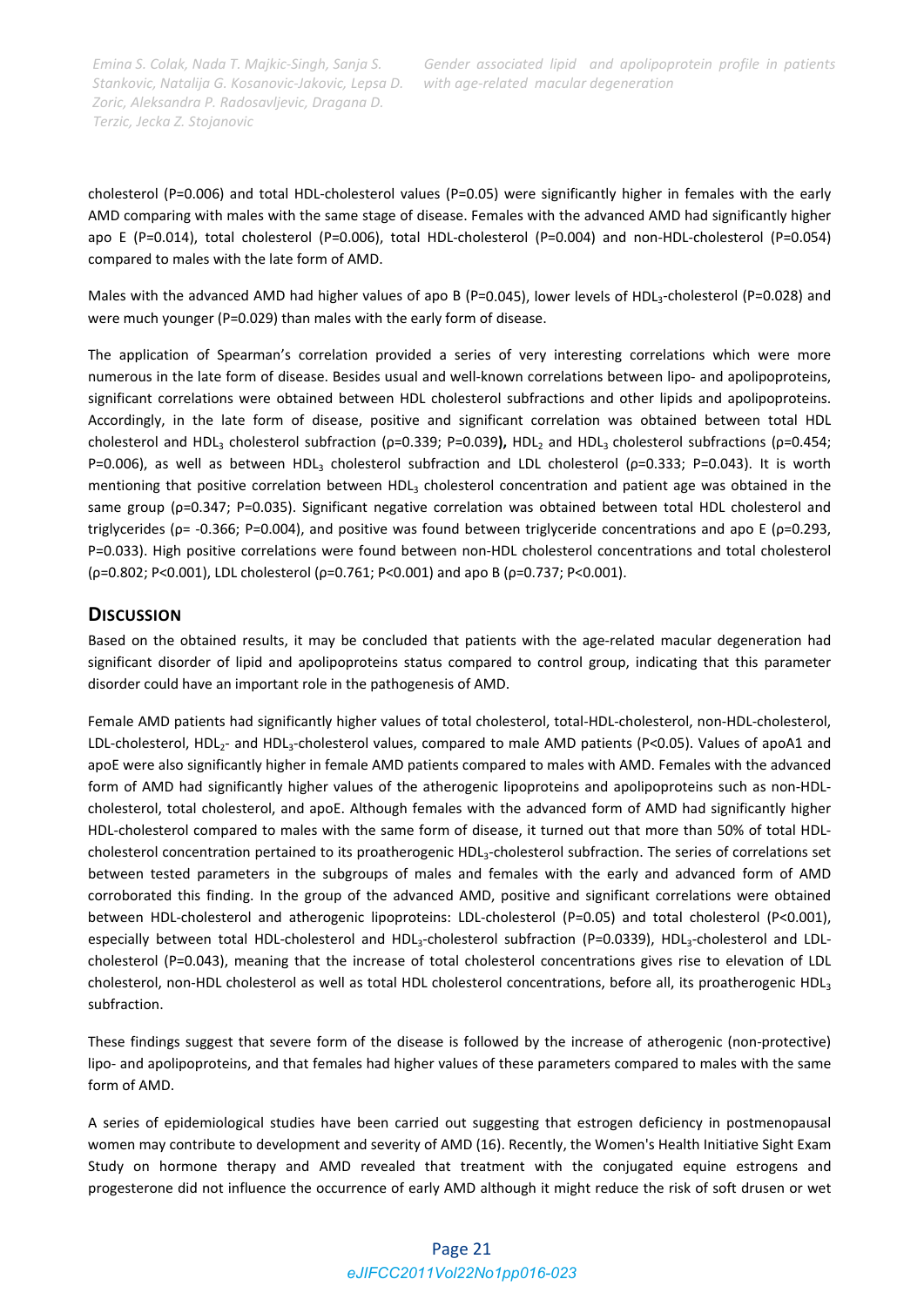cholesterol (P=0.006) and total HDL-cholesterol values (P=0.05) were significantly higher in females with the early AMD comparing with males with the same stage of disease. Females with the advanced AMD had significantly higher apo E (P=0.014), total cholesterol (P=0.006), total HDL-cholesterol (P=0.004) and non-HDL-cholesterol (P=0.054) compared to males with the late form of AMD.

Males with the advanced AMD had higher values of apo B (P=0.045), lower levels of $HDL_3$-cholesterol (P=0.028) and were much younger (P=0.029) than males with the early form of disease.

The application of Spearman's correlation provided a series of very interesting correlations which were more numerous in the late form of disease. Besides usual and well-known correlations between lipo- and apolipoproteins, significant correlations were obtained between HDL cholesterol subfractions and other lipids and apolipoproteins. Accordingly, in the late form of disease, positive and significant correlation was obtained between total HDL cholesterol and $HDL_3$ cholesterol subfraction (ρ=0.339; P=0.039**)**, $HDL_2$ and $HDL_3$ cholesterol subfractions (ρ=0.454; P=0.006), as well as between $HDL_3$ cholesterol subfraction and LDL cholesterol (ρ=0.333; P=0.043). It is worth mentioning that positive correlation between $HDL_3$ cholesterol concentration and patient age was obtained in the same group (ρ=0.347; P=0.035). Significant negative correlation was obtained between total HDL cholesterol and triglycerides (ρ= -0.366; P=0.004), and positive was found between triglyceride concentrations and apo E (ρ=0.293, P=0.033). High positive correlations were found between non-HDL cholesterol concentrations and total cholesterol (ρ=0.802; P<0.001), LDL cholesterol (ρ=0.761; P<0.001) and apo B (ρ=0.737; P<0.001).

## Discussion

Based on the obtained results, it may be concluded that patients with the age-related macular degeneration had significant disorder of lipid and apolipoproteins status compared to control group, indicating that this parameter disorder could have an important role in the pathogenesis of AMD.

Female AMD patients had significantly higher values of total cholesterol, total-HDL-cholesterol, non-HDL-cholesterol, LDL-cholesterol, $HDL_2$- and $HDL_3$-cholesterol values, compared to male AMD patients (P<0.05). Values of apoA1 and apoE were also significantly higher in female AMD patients compared to males with AMD. Females with the advanced form of AMD had significantly higher values of the atherogenic lipoproteins and apolipoproteins such as non-HDL-cholesterol, total cholesterol, and apoE. Although females with the advanced form of AMD had significantly higher HDL-cholesterol compared to males with the same form of disease, it turned out that more than 50% of total HDL-cholesterol concentration pertained to its proatherogenic $HDL_3$-cholesterol subfraction. The series of correlations set between tested parameters in the subgroups of males and females with the early and advanced form of AMD corroborated this finding. In the group of the advanced AMD, positive and significant correlations were obtained between HDL-cholesterol and atherogenic lipoproteins: LDL-cholesterol (P=0.05) and total cholesterol (P<0.001), especially between total HDL-cholesterol and $HDL_3$-cholesterol subfraction (P=0.0339), $HDL_3$-cholesterol and LDL-cholesterol (P=0.043), meaning that the increase of total cholesterol concentrations gives rise to elevation of LDL cholesterol, non-HDL cholesterol as well as total HDL cholesterol concentrations, before all, its proatherogenic $HDL_3$ subfraction.

These findings suggest that severe form of the disease is followed by the increase of atherogenic (non-protective) lipo- and apolipoproteins, and that females had higher values of these parameters compared to males with the same form of AMD.

A series of epidemiological studies have been carried out suggesting that estrogen deficiency in postmenopausal women may contribute to development and severity of AMD (16). Recently, the Women's Health Initiative Sight Exam Study on hormone therapy and AMD revealed that treatment with the conjugated equine estrogens and progesterone did not influence the occurrence of early AMD although it might reduce the risk of soft drusen or wet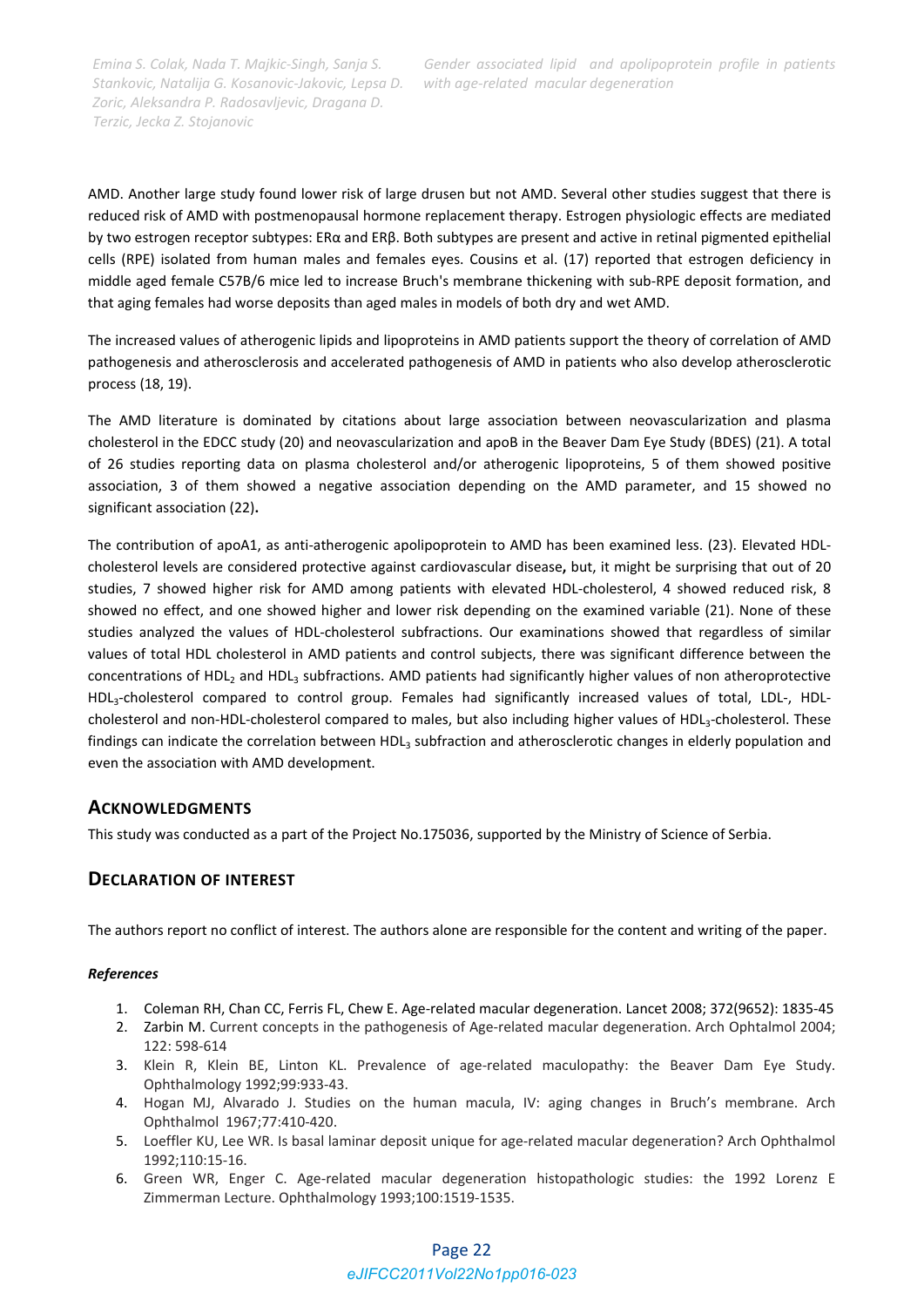AMD. Another large study found lower risk of large drusen but not AMD. Several other studies suggest that there is reduced risk of AMD with postmenopausal hormone replacement therapy. Estrogen physiologic effects are mediated by two estrogen receptor subtypes: ERα and ERβ. Both subtypes are present and active in retinal pigmented epithelial cells (RPE) isolated from human males and females eyes. Cousins et al. (17) reported that estrogen deficiency in middle aged female C57B/6 mice led to increase Bruch's membrane thickening with sub-RPE deposit formation, and that aging females had worse deposits than aged males in models of both dry and wet AMD.

The increased values of atherogenic lipids and lipoproteins in AMD patients support the theory of correlation of AMD pathogenesis and atherosclerosis and accelerated pathogenesis of AMD in patients who also develop atherosclerotic process (18, 19).

The AMD literature is dominated by citations about large association between neovascularization and plasma cholesterol in the EDCC study (20) and neovascularization and apoB in the Beaver Dam Eye Study (BDES) (21). A total of 26 studies reporting data on plasma cholesterol and/or atherogenic lipoproteins, 5 of them showed positive association, 3 of them showed a negative association depending on the AMD parameter, and 15 showed no significant association (22)**.**

The contribution of apoA1, as anti-atherogenic apolipoprotein to AMD has been examined less. (23). Elevated HDL-cholesterol levels are considered protective against cardiovascular disease**,** but, it might be surprising that out of 20 studies, 7 showed higher risk for AMD among patients with elevated HDL-cholesterol, 4 showed reduced risk, 8 showed no effect, and one showed higher and lower risk depending on the examined variable (21). None of these studies analyzed the values of HDL-cholesterol subfractions. Our examinations showed that regardless of similar values of total HDL cholesterol in AMD patients and control subjects, there was significant difference between the concentrations of $HDL_2$ and $HDL_3$ subfractions. AMD patients had significantly higher values of non atheroprotective $HDL_3$-cholesterol compared to control group. Females had significantly increased values of total, LDL-, HDL-cholesterol and non-HDL-cholesterol compared to males, but also including higher values of $HDL_3$-cholesterol. These findings can indicate the correlation between $HDL_3$ subfraction and atherosclerotic changes in elderly population and even the association with AMD development.

## Acknowledgments

This study was conducted as a part of the Project No.175036, supported by the Ministry of Science of Serbia.

## Declaration of Interest

The authors report no conflict of interest. The authors alone are responsible for the content and writing of the paper.

***References***

1. Coleman RH, Chan CC, Ferris FL, Chew E. Age-related macular degeneration. Lancet 2008; 372(9652): 1835-45
2. Zarbin M. Current concepts in the pathogenesis of Age-related macular degeneration. Arch Ophtalmol 2004; 122: 598-614
3. Klein R, Klein BE, Linton KL. Prevalence of age-related maculopathy: the Beaver Dam Eye Study. Ophthalmology 1992;99:933-43.
4. Hogan MJ, Alvarado J. Studies on the human macula, IV: aging changes in Bruch's membrane. Arch Ophthalmol 1967;77:410-420.
5. Loeffler KU, Lee WR. Is basal laminar deposit unique for age-related macular degeneration? Arch Ophthalmol 1992;110:15-16.
6. Green WR, Enger C. Age-related macular degeneration histopathologic studies: the 1992 Lorenz E Zimmerman Lecture. Ophthalmology 1993;100:1519-1535.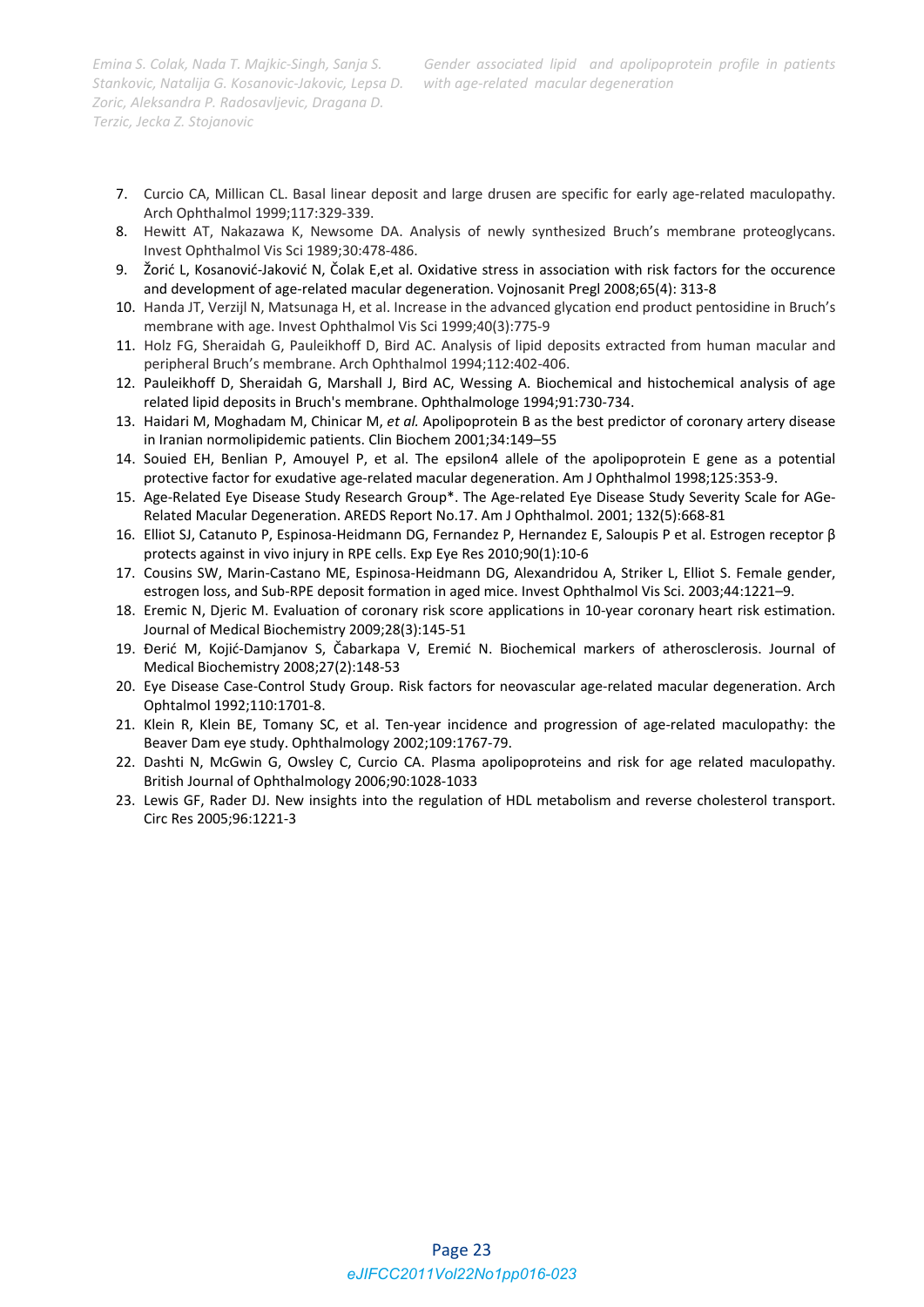7. Curcio CA, Millican CL. Basal linear deposit and large drusen are specific for early age-related maculopathy. Arch Ophthalmol 1999;117:329-339.
8. Hewitt AT, Nakazawa K, Newsome DA. Analysis of newly synthesized Bruch's membrane proteoglycans. Invest Ophthalmol Vis Sci 1989;30:478-486.
9. Žorić L, Kosanović-Jaković N, Čolak E,et al. Oxidative stress in association with risk factors for the occurence and development of age-related macular degeneration. Vojnosanit Pregl 2008;65(4): 313-8
10. Handa JT, Verzijl N, Matsunaga H, et al. Increase in the advanced glycation end product pentosidine in Bruch's membrane with age. Invest Ophthalmol Vis Sci 1999;40(3):775-9
11. Holz FG, Sheraidah G, Pauleikhoff D, Bird AC. Analysis of lipid deposits extracted from human macular and peripheral Bruch's membrane. Arch Ophthalmol 1994;112:402-406.
12. Pauleikhoff D, Sheraidah G, Marshall J, Bird AC, Wessing A. Biochemical and histochemical analysis of age related lipid deposits in Bruch's membrane. Ophthalmologe 1994;91:730-734.
13. Haidari M, Moghadam M, Chinicar M, *et al.* Apolipoprotein B as the best predictor of coronary artery disease in Iranian normolipidemic patients. Clin Biochem 2001;34:149–55
14. Souied EH, Benlian P, Amouyel P, et al. The epsilon4 allele of the apolipoprotein E gene as a potential protective factor for exudative age-related macular degeneration. Am J Ophthalmol 1998;125:353-9.
15. Age-Related Eye Disease Study Research Group*. The Age-related Eye Disease Study Severity Scale for AGe-Related Macular Degeneration. AREDS Report No.17. Am J Ophthalmol. 2001; 132(5):668-81
16. Elliot SJ, Catanuto P, Espinosa-Heidmann DG, Fernandez P, Hernandez E, Saloupis P et al. Estrogen receptor β protects against in vivo injury in RPE cells. Exp Eye Res 2010;90(1):10-6
17. Cousins SW, Marin-Castano ME, Espinosa-Heidmann DG, Alexandridou A, Striker L, Elliot S. Female gender, estrogen loss, and Sub-RPE deposit formation in aged mice. Invest Ophthalmol Vis Sci. 2003;44:1221–9.
18. Eremic N, Djeric M. Evaluation of coronary risk score applications in 10-year coronary heart risk estimation. Journal of Medical Biochemistry 2009;28(3):145-51
19. Đerić M, Kojić-Damjanov S, Čabarkapa V, Eremić N. Biochemical markers of atherosclerosis. Journal of Medical Biochemistry 2008;27(2):148-53
20. Eye Disease Case-Control Study Group. Risk factors for neovascular age-related macular degeneration. Arch Ophtalmol 1992;110:1701-8.
21. Klein R, Klein BE, Tomany SC, et al. Ten-year incidence and progression of age-related maculopathy: the Beaver Dam eye study. Ophthalmology 2002;109:1767-79.
22. Dashti N, McGwin G, Owsley C, Curcio CA. Plasma apolipoproteins and risk for age related maculopathy. British Journal of Ophthalmology 2006;90:1028-1033
23. Lewis GF, Rader DJ. New insights into the regulation of HDL metabolism and reverse cholesterol transport. Circ Res 2005;96:1221-3